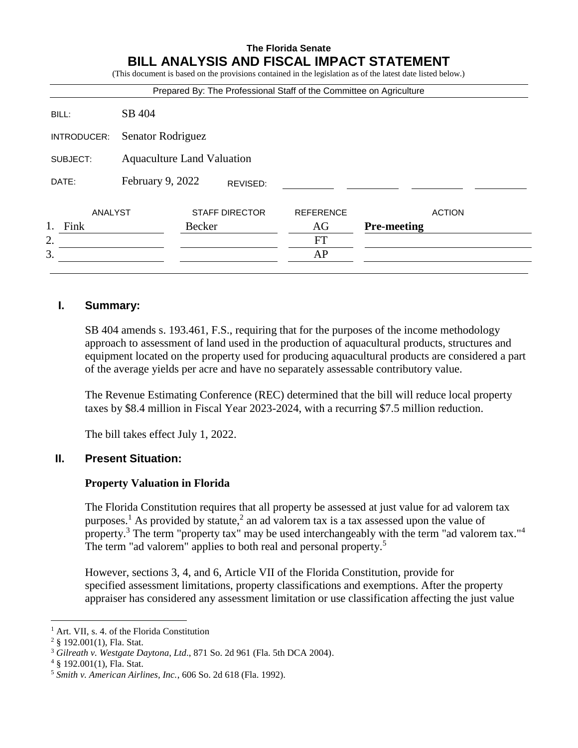**The Florida Senate**

# BILL ANALYSIS AND FISCAL IMPACT STATEMENT

(This document is based on the provisions contained in the legislation as of the latest date listed below.)

Prepared By: The Professional Staff of the Committee on Agriculture

| | |
|---|---|
| BILL: | SB 404 |
| INTRODUCER: | Senator Rodriguez |
| SUBJECT: | Aquaculture Land Valuation |
| DATE: | February 9, 2022 REVISED: |

| | ANALYST | STAFF DIRECTOR | REFERENCE | ACTION |
|---|---|---|---|---|
| 1. | Fink | Becker | AG | **Pre-meeting** |
| 2. | | | FT | |
| 3. | | | AP | |

## I. Summary:

SB 404 amends s. 193.461, F.S., requiring that for the purposes of the income methodology approach to assessment of land used in the production of aquacultural products, structures and equipment located on the property used for producing aquacultural products are considered a part of the average yields per acre and have no separately assessable contributory value.

The Revenue Estimating Conference (REC) determined that the bill will reduce local property taxes by $8.4 million in Fiscal Year 2023-2024, with a recurring $7.5 million reduction.

The bill takes effect July 1, 2022.

## II. Present Situation:

### Property Valuation in Florida

The Florida Constitution requires that all property be assessed at just value for ad valorem tax purposes.[1] As provided by statute,[2] an ad valorem tax is a tax assessed upon the value of property.[3] The term "property tax" may be used interchangeably with the term "ad valorem tax."[4] The term "ad valorem" applies to both real and personal property.[5]

However, sections 3, 4, and 6, Article VII of the Florida Constitution, provide for specified assessment limitations, property classifications and exemptions. After the property appraiser has considered any assessment limitation or use classification affecting the just value

---

[1] Art. VII, s. 4. of the Florida Constitution

[2] § 192.001(1), Fla. Stat.

[3] *Gilreath v. Westgate Daytona, Ltd*., 871 So. 2d 961 (Fla. 5th DCA 2004).

[4] § 192.001(1), Fla. Stat.

[5] *Smith v. American Airlines, Inc.*, 606 So. 2d 618 (Fla. 1992).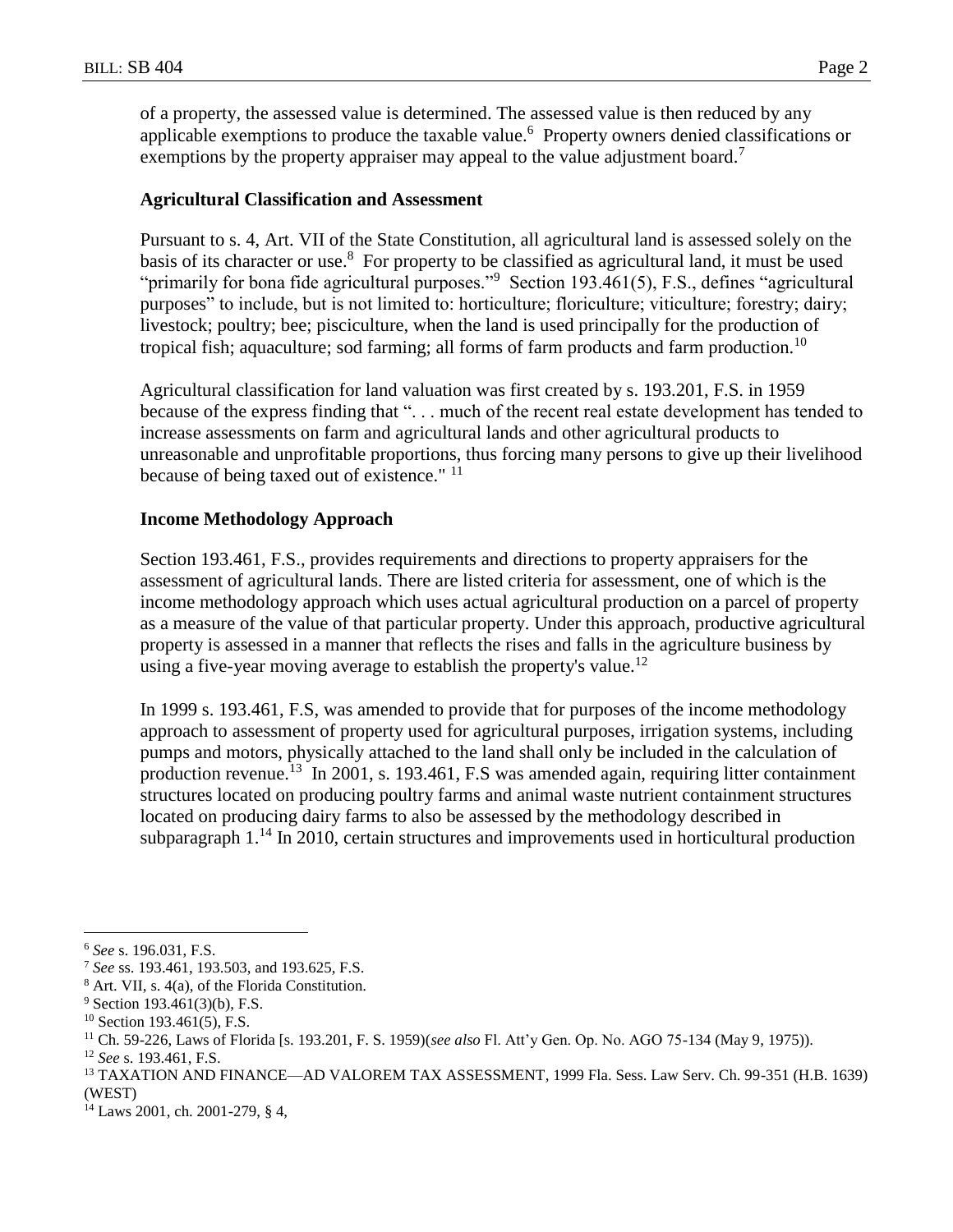of a property, the assessed value is determined. The assessed value is then reduced by any applicable exemptions to produce the taxable value.[6] Property owners denied classifications or exemptions by the property appraiser may appeal to the value adjustment board.[7]

**Agricultural Classification and Assessment**

Pursuant to s. 4, Art. VII of the State Constitution, all agricultural land is assessed solely on the basis of its character or use.[8] For property to be classified as agricultural land, it must be used "primarily for bona fide agricultural purposes."[9] Section 193.461(5), F.S., defines "agricultural purposes" to include, but is not limited to: horticulture; floriculture; viticulture; forestry; dairy; livestock; poultry; bee; pisciculture, when the land is used principally for the production of tropical fish; aquaculture; sod farming; all forms of farm products and farm production.[10]

Agricultural classification for land valuation was first created by s. 193.201, F.S. in 1959 because of the express finding that ". . . much of the recent real estate development has tended to increase assessments on farm and agricultural lands and other agricultural products to unreasonable and unprofitable proportions, thus forcing many persons to give up their livelihood because of being taxed out of existence." [11]

**Income Methodology Approach**

Section 193.461, F.S., provides requirements and directions to property appraisers for the assessment of agricultural lands. There are listed criteria for assessment, one of which is the income methodology approach which uses actual agricultural production on a parcel of property as a measure of the value of that particular property. Under this approach, productive agricultural property is assessed in a manner that reflects the rises and falls in the agriculture business by using a five-year moving average to establish the property's value.[12]

In 1999 s. 193.461, F.S, was amended to provide that for purposes of the income methodology approach to assessment of property used for agricultural purposes, irrigation systems, including pumps and motors, physically attached to the land shall only be included in the calculation of production revenue.[13] In 2001, s. 193.461, F.S was amended again, requiring litter containment structures located on producing poultry farms and animal waste nutrient containment structures located on producing dairy farms to also be assessed by the methodology described in subparagraph 1.[14] In 2010, certain structures and improvements used in horticultural production

---

[6] *See* s. 196.031, F.S.

[7] *See* ss. 193.461, 193.503, and 193.625, F.S.

[8] Art. VII, s. 4(a), of the Florida Constitution.

[9] Section 193.461(3)(b), F.S.

[10] Section 193.461(5), F.S.

[11] Ch. 59-226, Laws of Florida [s. 193.201, F. S. 1959)(*see also* Fl. Att'y Gen. Op. No. AGO 75-134 (May 9, 1975)).

[12] *See* s. 193.461, F.S.

[13] TAXATION AND FINANCE—AD VALOREM TAX ASSESSMENT, 1999 Fla. Sess. Law Serv. Ch. 99-351 (H.B. 1639) (WEST)

[14] Laws 2001, ch. 2001-279, § 4,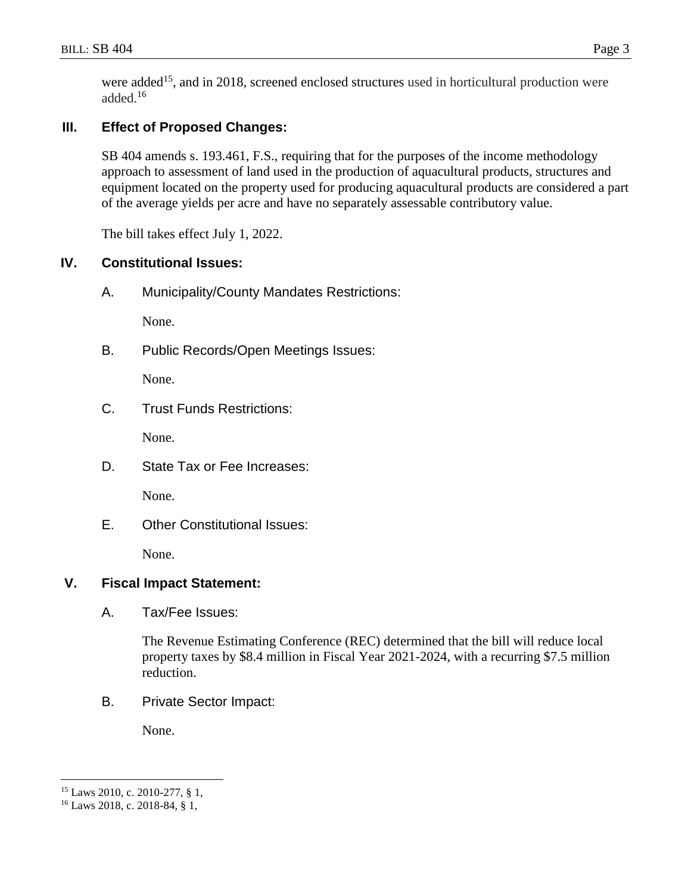were added[15], and in 2018, screened enclosed structures used in horticultural production were added.[16]

## III. Effect of Proposed Changes:

SB 404 amends s. 193.461, F.S., requiring that for the purposes of the income methodology approach to assessment of land used in the production of aquacultural products, structures and equipment located on the property used for producing aquacultural products are considered a part of the average yields per acre and have no separately assessable contributory value.

The bill takes effect July 1, 2022.

## IV. Constitutional Issues:

### A. Municipality/County Mandates Restrictions:

None.

### B. Public Records/Open Meetings Issues:

None.

### C. Trust Funds Restrictions:

None.

### D. State Tax or Fee Increases:

None.

### E. Other Constitutional Issues:

None.

## V. Fiscal Impact Statement:

### A. Tax/Fee Issues:

The Revenue Estimating Conference (REC) determined that the bill will reduce local property taxes by $8.4 million in Fiscal Year 2021-2024, with a recurring $7.5 million reduction.

### B. Private Sector Impact:

None.

---

[15] Laws 2010, c. 2010-277, § 1,

[16] Laws 2018, c. 2018-84, § 1,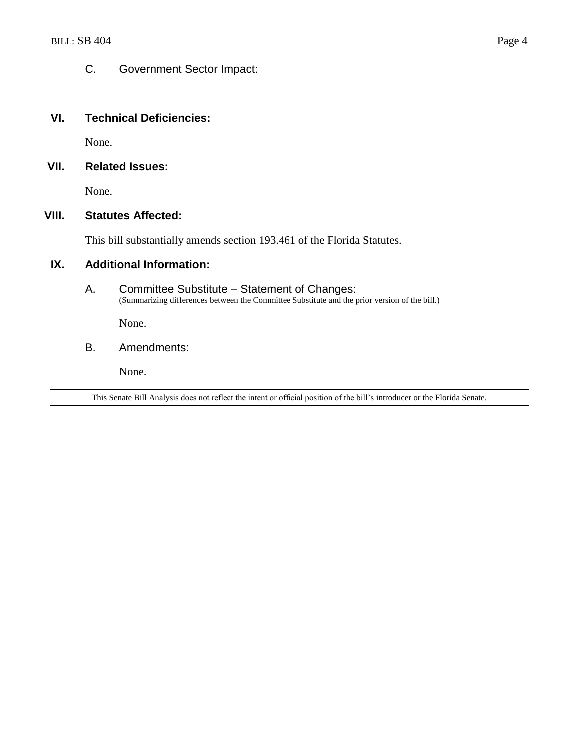C. Government Sector Impact:

## VI. Technical Deficiencies:

None.

## VII. Related Issues:

None.

## VIII. Statutes Affected:

This bill substantially amends section 193.461 of the Florida Statutes.

## IX. Additional Information:

A. Committee Substitute – Statement of Changes:
(Summarizing differences between the Committee Substitute and the prior version of the bill.)

None.

B. Amendments:

None.

This Senate Bill Analysis does not reflect the intent or official position of the bill's introducer or the Florida Senate.